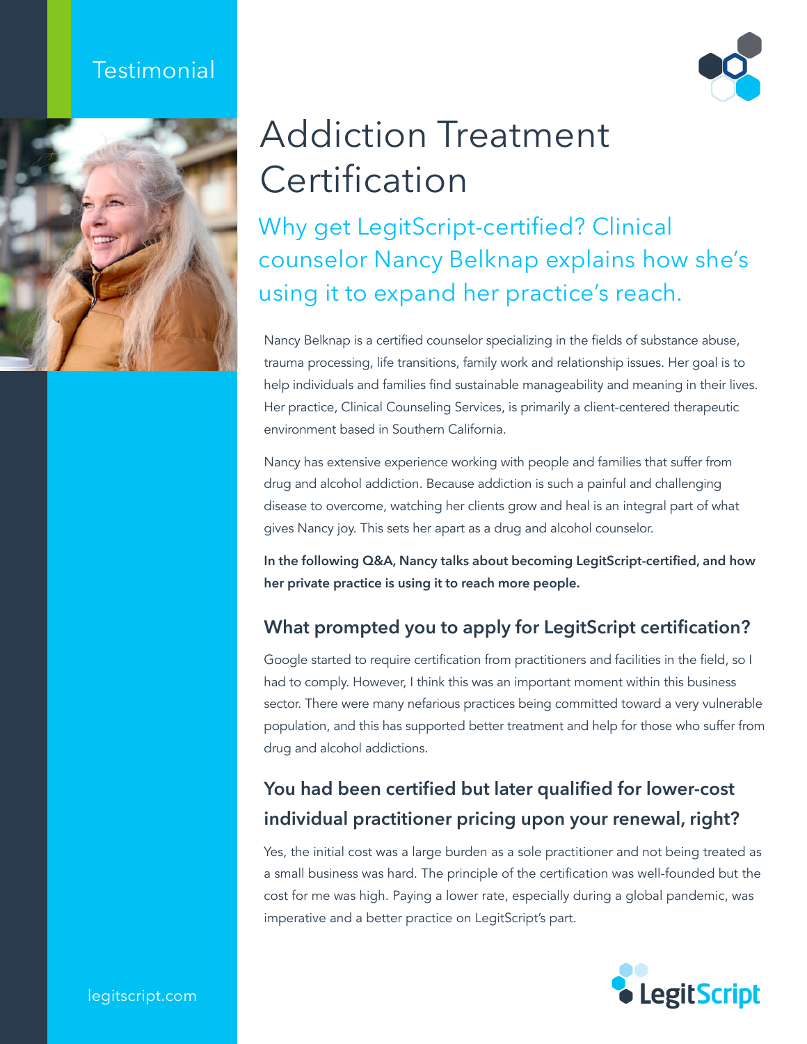Testimonial

# Addiction Treatment Certification

## Why get LegitScript-certified? Clinical counselor Nancy Belknap explains how she's using it to expand her practice's reach.

Nancy Belknap is a certified counselor specializing in the fields of substance abuse, trauma processing, life transitions, family work and relationship issues. Her goal is to help individuals and families find sustainable manageability and meaning in their lives. Her practice, Clinical Counseling Services, is primarily a client-centered therapeutic environment based in Southern California.

Nancy has extensive experience working with people and families that suffer from drug and alcohol addiction. Because addiction is such a painful and challenging disease to overcome, watching her clients grow and heal is an integral part of what gives Nancy joy. This sets her apart as a drug and alcohol counselor.

**In the following Q&A, Nancy talks about becoming LegitScript-certified, and how her private practice is using it to reach more people.**

### What prompted you to apply for LegitScript certification?

Google started to require certification from practitioners and facilities in the field, so I had to comply. However, I think this was an important moment within this business sector. There were many nefarious practices being committed toward a very vulnerable population, and this has supported better treatment and help for those who suffer from drug and alcohol addictions.

### You had been certified but later qualified for lower-cost individual practitioner pricing upon your renewal, right?

Yes, the initial cost was a large burden as a sole practitioner and not being treated as a small business was hard. The principle of the certification was well-founded but the cost for me was high. Paying a lower rate, especially during a global pandemic, was imperative and a better practice on LegitScript's part.

legitscript.com

LegitScript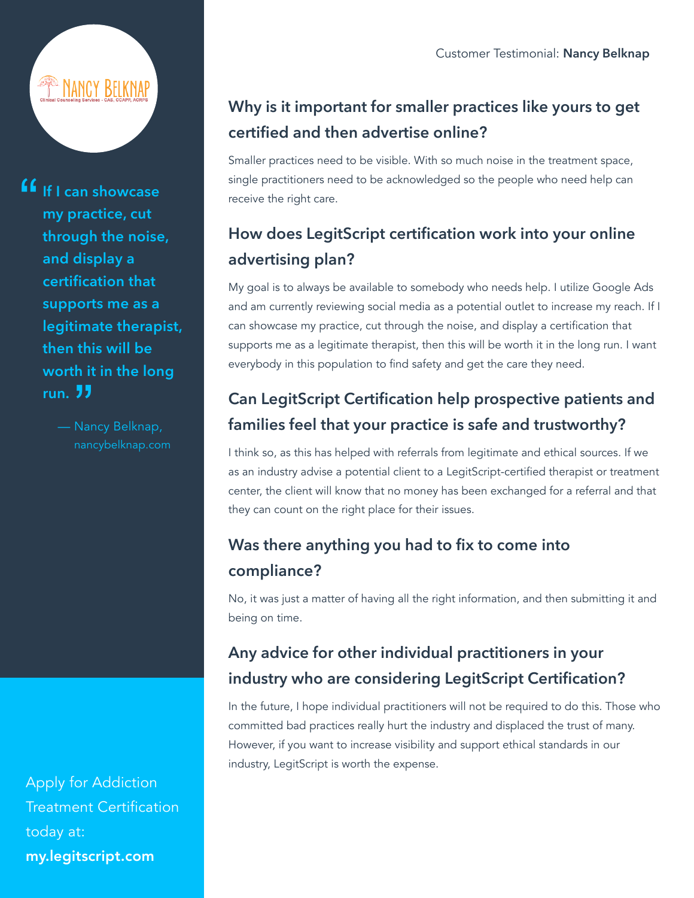Customer Testimonial: **Nancy Belknap**

NANCY BELKNAP
Clinical Counseling Services - CAS, CCAPP, ACRPS

> "If I can showcase my practice, cut through the noise, and display a certification that supports me as a legitimate therapist, then this will be worth it in the long run."
>
> — Nancy Belknap, nancybelknap.com

## Why is it important for smaller practices like yours to get certified and then advertise online?

Smaller practices need to be visible. With so much noise in the treatment space, single practitioners need to be acknowledged so the people who need help can receive the right care.

## How does LegitScript certification work into your online advertising plan?

My goal is to always be available to somebody who needs help. I utilize Google Ads and am currently reviewing social media as a potential outlet to increase my reach. If I can showcase my practice, cut through the noise, and display a certification that supports me as a legitimate therapist, then this will be worth it in the long run. I want everybody in this population to find safety and get the care they need.

## Can LegitScript Certification help prospective patients and families feel that your practice is safe and trustworthy?

I think so, as this has helped with referrals from legitimate and ethical sources. If we as an industry advise a potential client to a LegitScript-certified therapist or treatment center, the client will know that no money has been exchanged for a referral and that they can count on the right place for their issues.

## Was there anything you had to fix to come into compliance?

No, it was just a matter of having all the right information, and then submitting it and being on time.

## Any advice for other individual practitioners in your industry who are considering LegitScript Certification?

In the future, I hope individual practitioners will not be required to do this. Those who committed bad practices really hurt the industry and displaced the trust of many. However, if you want to increase visibility and support ethical standards in our industry, LegitScript is worth the expense.

Apply for Addiction Treatment Certification today at:
**my.legitscript.com**